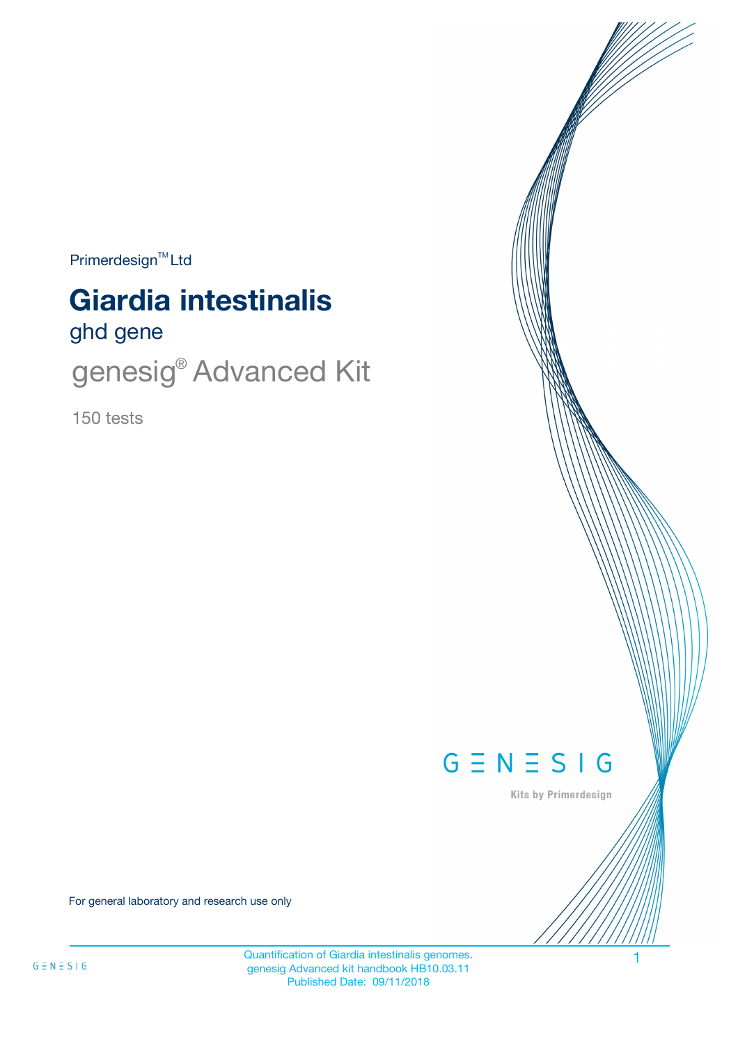Primerdesign™ Ltd

# Giardia intestinalis

## ghd gene

## genesig® Advanced Kit

150 tests

For general laboratory and research use only

Quantification of Giardia intestinalis genomes.
genesig Advanced kit handbook HB10.03.11
Published Date: 09/11/2018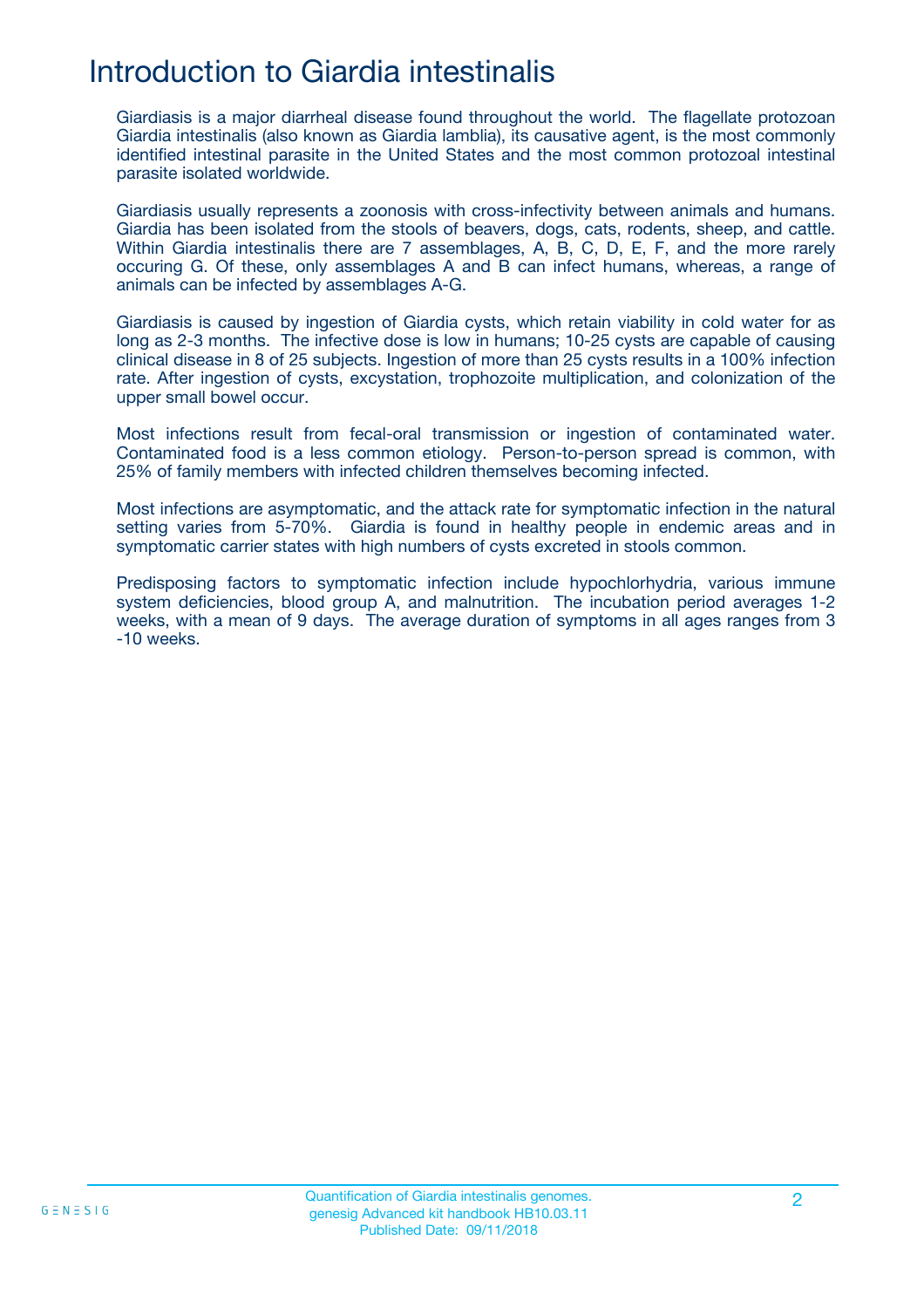# Introduction to Giardia intestinalis

Giardiasis is a major diarrheal disease found throughout the world. The flagellate protozoan Giardia intestinalis (also known as Giardia lamblia), its causative agent, is the most commonly identified intestinal parasite in the United States and the most common protozoal intestinal parasite isolated worldwide.

Giardiasis usually represents a zoonosis with cross-infectivity between animals and humans. Giardia has been isolated from the stools of beavers, dogs, cats, rodents, sheep, and cattle. Within Giardia intestinalis there are 7 assemblages, A, B, C, D, E, F, and the more rarely occuring G. Of these, only assemblages A and B can infect humans, whereas, a range of animals can be infected by assemblages A-G.

Giardiasis is caused by ingestion of Giardia cysts, which retain viability in cold water for as long as 2-3 months. The infective dose is low in humans; 10-25 cysts are capable of causing clinical disease in 8 of 25 subjects. Ingestion of more than 25 cysts results in a 100% infection rate. After ingestion of cysts, excystation, trophozoite multiplication, and colonization of the upper small bowel occur.

Most infections result from fecal-oral transmission or ingestion of contaminated water. Contaminated food is a less common etiology. Person-to-person spread is common, with 25% of family members with infected children themselves becoming infected.

Most infections are asymptomatic, and the attack rate for symptomatic infection in the natural setting varies from 5-70%. Giardia is found in healthy people in endemic areas and in symptomatic carrier states with high numbers of cysts excreted in stools common.

Predisposing factors to symptomatic infection include hypochlorhydria, various immune system deficiencies, blood group A, and malnutrition. The incubation period averages 1-2 weeks, with a mean of 9 days. The average duration of symptoms in all ages ranges from 3 -10 weeks.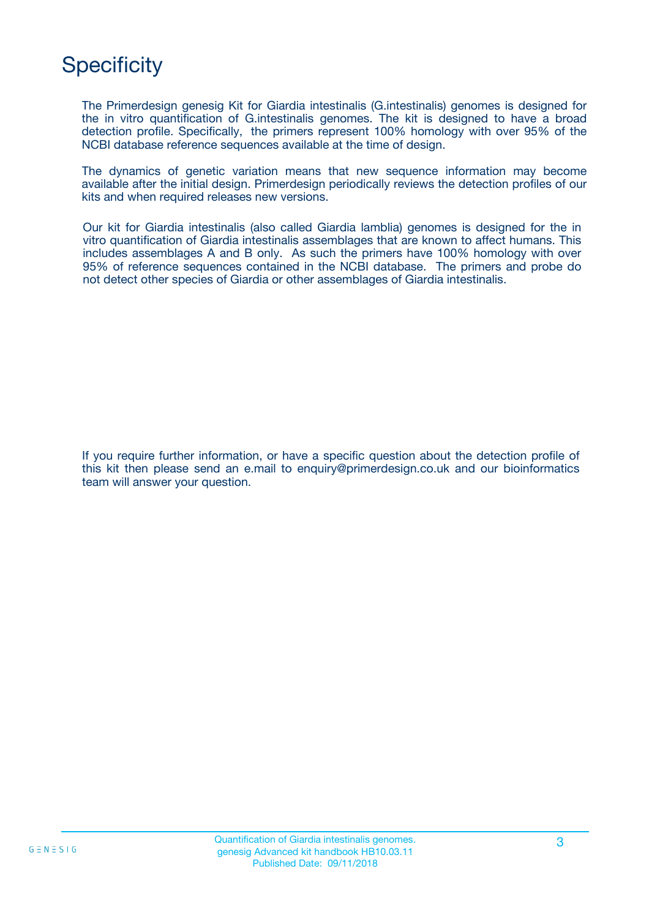# Specificity

The Primerdesign genesig Kit for Giardia intestinalis (G.intestinalis) genomes is designed for the in vitro quantification of G.intestinalis genomes. The kit is designed to have a broad detection profile. Specifically, the primers represent 100% homology with over 95% of the NCBI database reference sequences available at the time of design.

The dynamics of genetic variation means that new sequence information may become available after the initial design. Primerdesign periodically reviews the detection profiles of our kits and when required releases new versions.

Our kit for Giardia intestinalis (also called Giardia lamblia) genomes is designed for the in vitro quantification of Giardia intestinalis assemblages that are known to affect humans. This includes assemblages A and B only. As such the primers have 100% homology with over 95% of reference sequences contained in the NCBI database. The primers and probe do not detect other species of Giardia or other assemblages of Giardia intestinalis.

If you require further information, or have a specific question about the detection profile of this kit then please send an e.mail to enquiry@primerdesign.co.uk and our bioinformatics team will answer your question.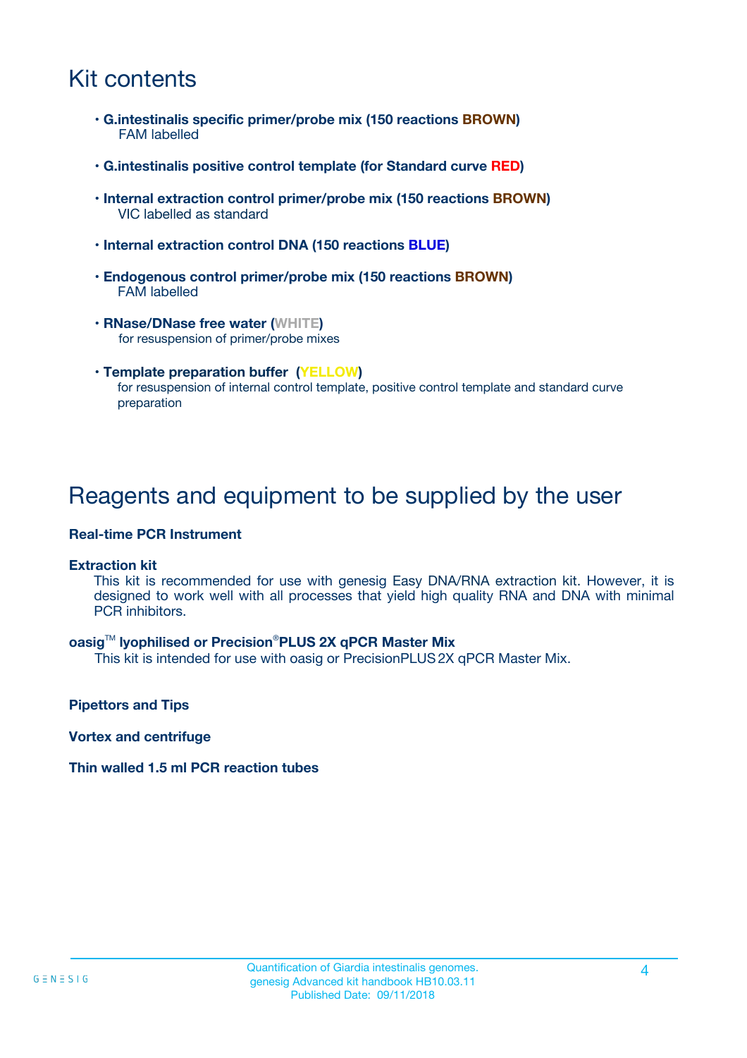# Kit contents

- **G.intestinalis specific primer/probe mix (150 reactions BROWN)**
  FAM labelled
- **G.intestinalis positive control template (for Standard curve RED)**
- **Internal extraction control primer/probe mix (150 reactions BROWN)**
  VIC labelled as standard
- **Internal extraction control DNA (150 reactions BLUE)**
- **Endogenous control primer/probe mix (150 reactions BROWN)**
  FAM labelled
- **RNase/DNase free water (WHITE)**
  for resuspension of primer/probe mixes
- **Template preparation buffer (YELLOW)**
  for resuspension of internal control template, positive control template and standard curve preparation

# Reagents and equipment to be supplied by the user

**Real-time PCR Instrument**

**Extraction kit**

This kit is recommended for use with genesig Easy DNA/RNA extraction kit. However, it is designed to work well with all processes that yield high quality RNA and DNA with minimal PCR inhibitors.

**oasig™ lyophilised or Precision®PLUS 2X qPCR Master Mix**

This kit is intended for use with oasig or PrecisionPLUS 2X qPCR Master Mix.

**Pipettors and Tips**

**Vortex and centrifuge**

**Thin walled 1.5 ml PCR reaction tubes**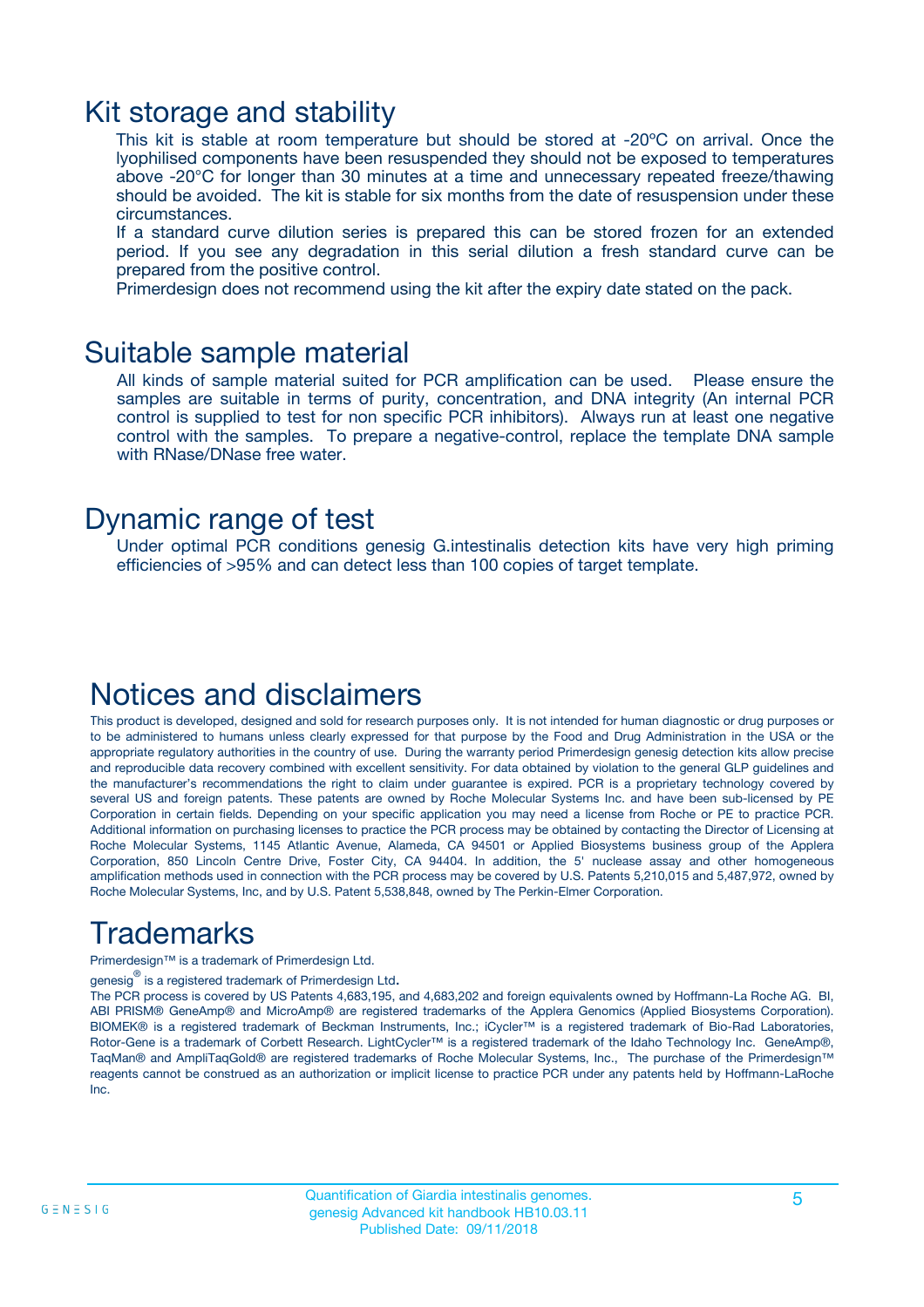## Kit storage and stability

This kit is stable at room temperature but should be stored at -20ºC on arrival. Once the lyophilised components have been resuspended they should not be exposed to temperatures above -20°C for longer than 30 minutes at a time and unnecessary repeated freeze/thawing should be avoided. The kit is stable for six months from the date of resuspension under these circumstances.

If a standard curve dilution series is prepared this can be stored frozen for an extended period. If you see any degradation in this serial dilution a fresh standard curve can be prepared from the positive control.

Primerdesign does not recommend using the kit after the expiry date stated on the pack.

## Suitable sample material

All kinds of sample material suited for PCR amplification can be used. Please ensure the samples are suitable in terms of purity, concentration, and DNA integrity (An internal PCR control is supplied to test for non specific PCR inhibitors). Always run at least one negative control with the samples. To prepare a negative-control, replace the template DNA sample with RNase/DNase free water.

## Dynamic range of test

Under optimal PCR conditions genesig G.intestinalis detection kits have very high priming efficiencies of >95% and can detect less than 100 copies of target template.

## Notices and disclaimers

This product is developed, designed and sold for research purposes only. It is not intended for human diagnostic or drug purposes or to be administered to humans unless clearly expressed for that purpose by the Food and Drug Administration in the USA or the appropriate regulatory authorities in the country of use. During the warranty period Primerdesign genesig detection kits allow precise and reproducible data recovery combined with excellent sensitivity. For data obtained by violation to the general GLP guidelines and the manufacturer's recommendations the right to claim under guarantee is expired. PCR is a proprietary technology covered by several US and foreign patents. These patents are owned by Roche Molecular Systems Inc. and have been sub-licensed by PE Corporation in certain fields. Depending on your specific application you may need a license from Roche or PE to practice PCR. Additional information on purchasing licenses to practice the PCR process may be obtained by contacting the Director of Licensing at Roche Molecular Systems, 1145 Atlantic Avenue, Alameda, CA 94501 or Applied Biosystems business group of the Applera Corporation, 850 Lincoln Centre Drive, Foster City, CA 94404. In addition, the 5' nuclease assay and other homogeneous amplification methods used in connection with the PCR process may be covered by U.S. Patents 5,210,015 and 5,487,972, owned by Roche Molecular Systems, Inc, and by U.S. Patent 5,538,848, owned by The Perkin-Elmer Corporation.

## Trademarks

Primerdesign™ is a trademark of Primerdesign Ltd.

genesig® is a registered trademark of Primerdesign Ltd.

The PCR process is covered by US Patents 4,683,195, and 4,683,202 and foreign equivalents owned by Hoffmann-La Roche AG. BI, ABI PRISM® GeneAmp® and MicroAmp® are registered trademarks of the Applera Genomics (Applied Biosystems Corporation). BIOMEK® is a registered trademark of Beckman Instruments, Inc.; iCycler™ is a registered trademark of Bio-Rad Laboratories, Rotor-Gene is a trademark of Corbett Research. LightCycler™ is a registered trademark of the Idaho Technology Inc. GeneAmp®, TaqMan® and AmpliTaqGold® are registered trademarks of Roche Molecular Systems, Inc., The purchase of the Primerdesign™ reagents cannot be construed as an authorization or implicit license to practice PCR under any patents held by Hoffmann-LaRoche Inc.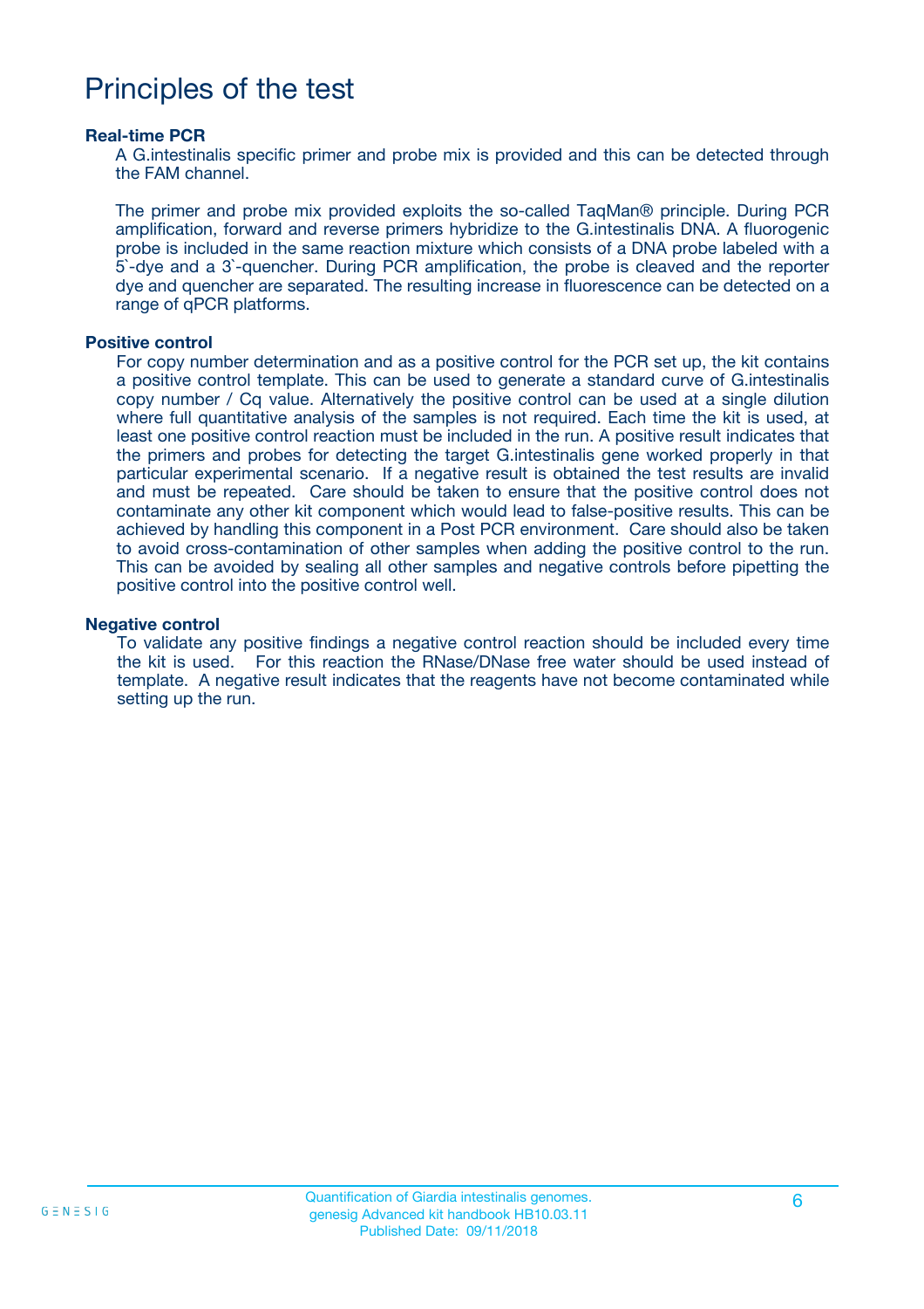# Principles of the test

**Real-time PCR**

A G.intestinalis specific primer and probe mix is provided and this can be detected through the FAM channel.

The primer and probe mix provided exploits the so-called TaqMan® principle. During PCR amplification, forward and reverse primers hybridize to the G.intestinalis DNA. A fluorogenic probe is included in the same reaction mixture which consists of a DNA probe labeled with a 5`-dye and a 3`-quencher. During PCR amplification, the probe is cleaved and the reporter dye and quencher are separated. The resulting increase in fluorescence can be detected on a range of qPCR platforms.

**Positive control**

For copy number determination and as a positive control for the PCR set up, the kit contains a positive control template. This can be used to generate a standard curve of G.intestinalis copy number / Cq value. Alternatively the positive control can be used at a single dilution where full quantitative analysis of the samples is not required. Each time the kit is used, at least one positive control reaction must be included in the run. A positive result indicates that the primers and probes for detecting the target G.intestinalis gene worked properly in that particular experimental scenario. If a negative result is obtained the test results are invalid and must be repeated. Care should be taken to ensure that the positive control does not contaminate any other kit component which would lead to false-positive results. This can be achieved by handling this component in a Post PCR environment. Care should also be taken to avoid cross-contamination of other samples when adding the positive control to the run. This can be avoided by sealing all other samples and negative controls before pipetting the positive control into the positive control well.

**Negative control**

To validate any positive findings a negative control reaction should be included every time the kit is used. For this reaction the RNase/DNase free water should be used instead of template. A negative result indicates that the reagents have not become contaminated while setting up the run.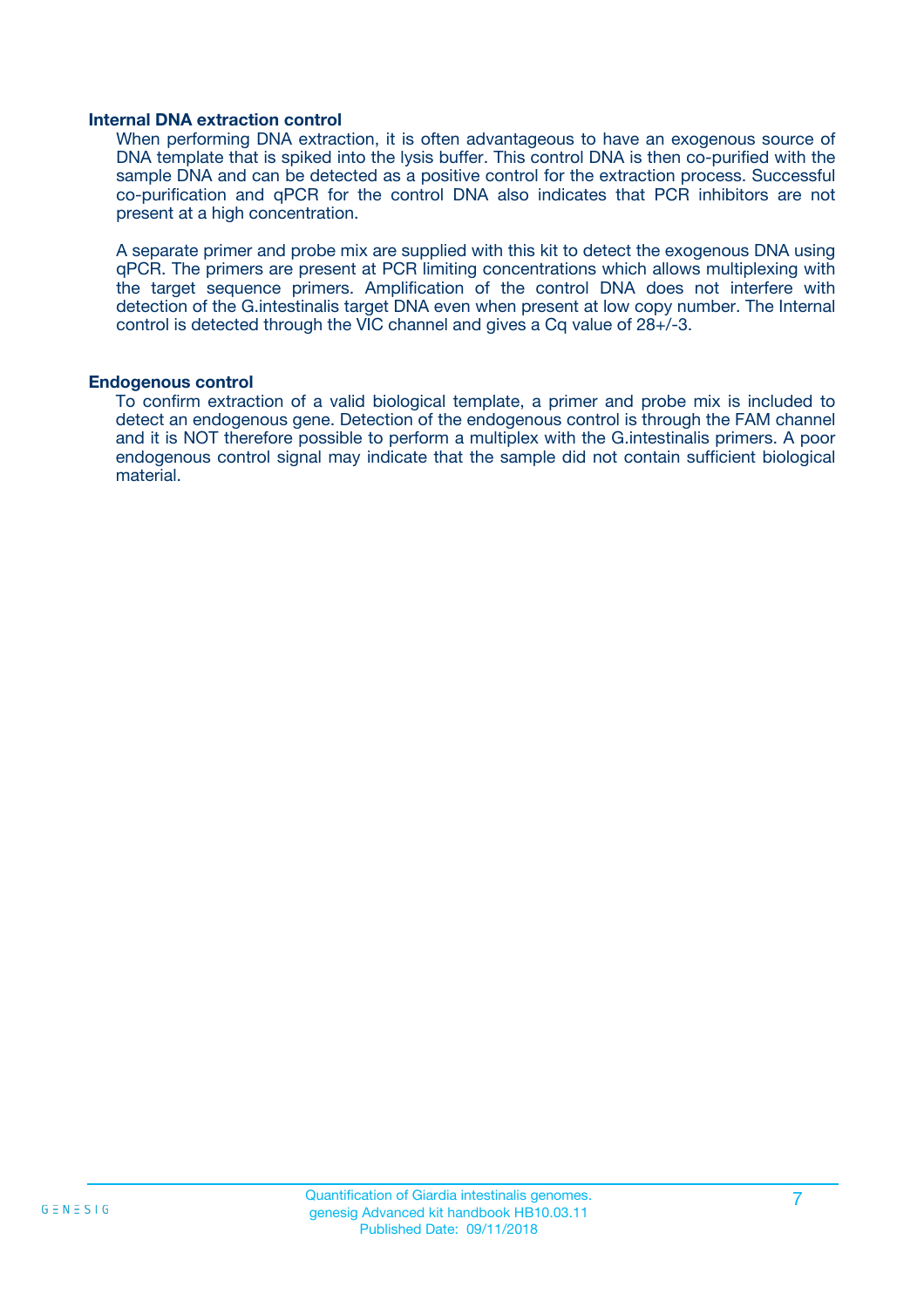### Internal DNA extraction control

When performing DNA extraction, it is often advantageous to have an exogenous source of DNA template that is spiked into the lysis buffer. This control DNA is then co-purified with the sample DNA and can be detected as a positive control for the extraction process. Successful co-purification and qPCR for the control DNA also indicates that PCR inhibitors are not present at a high concentration.

A separate primer and probe mix are supplied with this kit to detect the exogenous DNA using qPCR. The primers are present at PCR limiting concentrations which allows multiplexing with the target sequence primers. Amplification of the control DNA does not interfere with detection of the G.intestinalis target DNA even when present at low copy number. The Internal control is detected through the VIC channel and gives a Cq value of 28+/-3.

### Endogenous control

To confirm extraction of a valid biological template, a primer and probe mix is included to detect an endogenous gene. Detection of the endogenous control is through the FAM channel and it is NOT therefore possible to perform a multiplex with the G.intestinalis primers. A poor endogenous control signal may indicate that the sample did not contain sufficient biological material.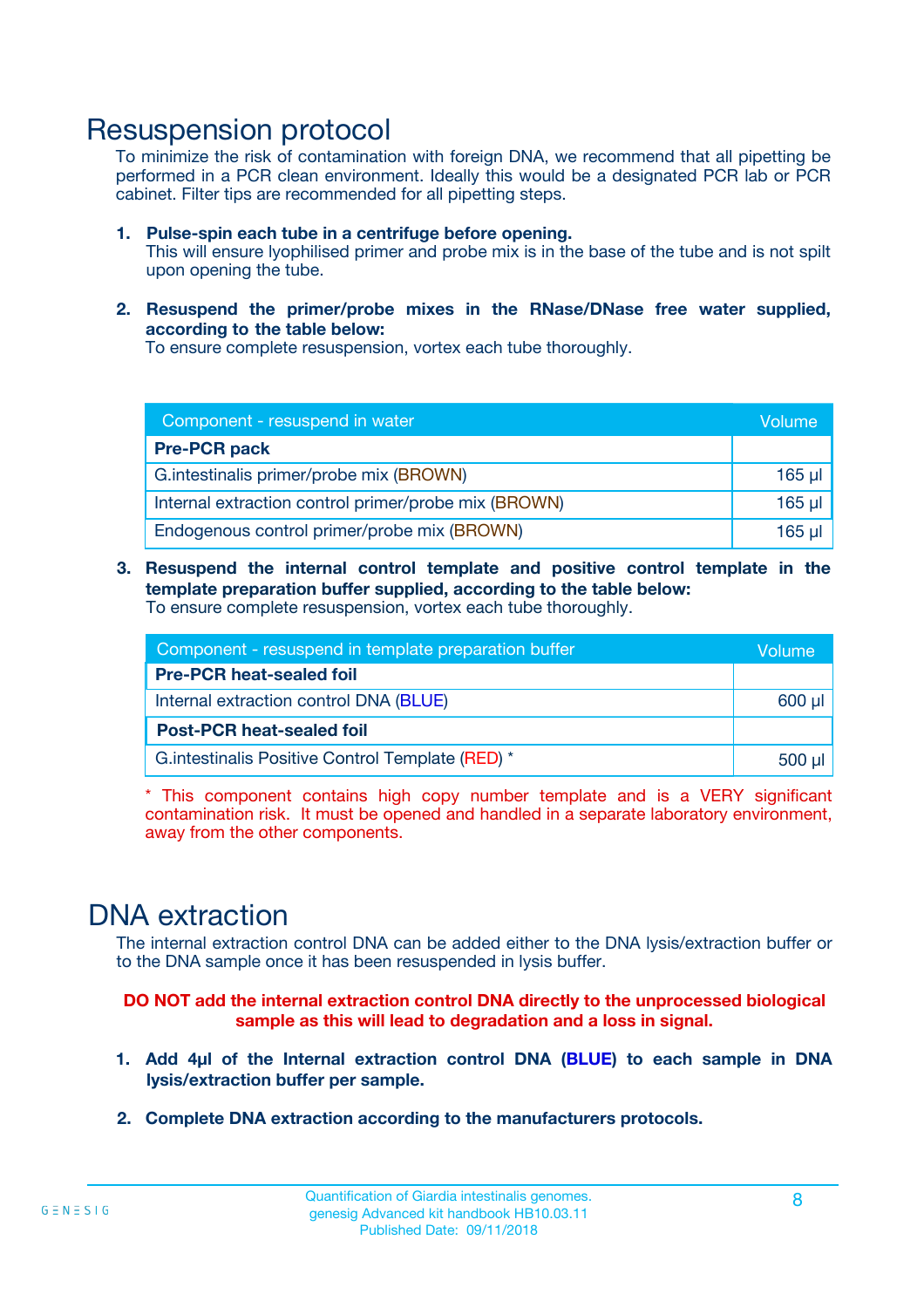# Resuspension protocol

To minimize the risk of contamination with foreign DNA, we recommend that all pipetting be performed in a PCR clean environment. Ideally this would be a designated PCR lab or PCR cabinet. Filter tips are recommended for all pipetting steps.

1. **Pulse-spin each tube in a centrifuge before opening.**
   This will ensure lyophilised primer and probe mix is in the base of the tube and is not spilt upon opening the tube.

2. **Resuspend the primer/probe mixes in the RNase/DNase free water supplied, according to the table below:**
   To ensure complete resuspension, vortex each tube thoroughly.

| Component - resuspend in water | Volume |
|---|---|
| **Pre-PCR pack** | |
| G.intestinalis primer/probe mix (BROWN) | 165 µl |
| Internal extraction control primer/probe mix (BROWN) | 165 µl |
| Endogenous control primer/probe mix (BROWN) | 165 µl |

3. **Resuspend the internal control template and positive control template in the template preparation buffer supplied, according to the table below:**
   To ensure complete resuspension, vortex each tube thoroughly.

| Component - resuspend in template preparation buffer | Volume |
|---|---|
| **Pre-PCR heat-sealed foil** | |
| Internal extraction control DNA (BLUE) | 600 µl |
| **Post-PCR heat-sealed foil** | |
| G.intestinalis Positive Control Template (RED) * | 500 µl |

\* This component contains high copy number template and is a VERY significant contamination risk. It must be opened and handled in a separate laboratory environment, away from the other components.

# DNA extraction

The internal extraction control DNA can be added either to the DNA lysis/extraction buffer or to the DNA sample once it has been resuspended in lysis buffer.

**DO NOT add the internal extraction control DNA directly to the unprocessed biological sample as this will lead to degradation and a loss in signal.**

1. **Add 4µl of the Internal extraction control DNA (BLUE) to each sample in DNA lysis/extraction buffer per sample.**

2. **Complete DNA extraction according to the manufacturers protocols.**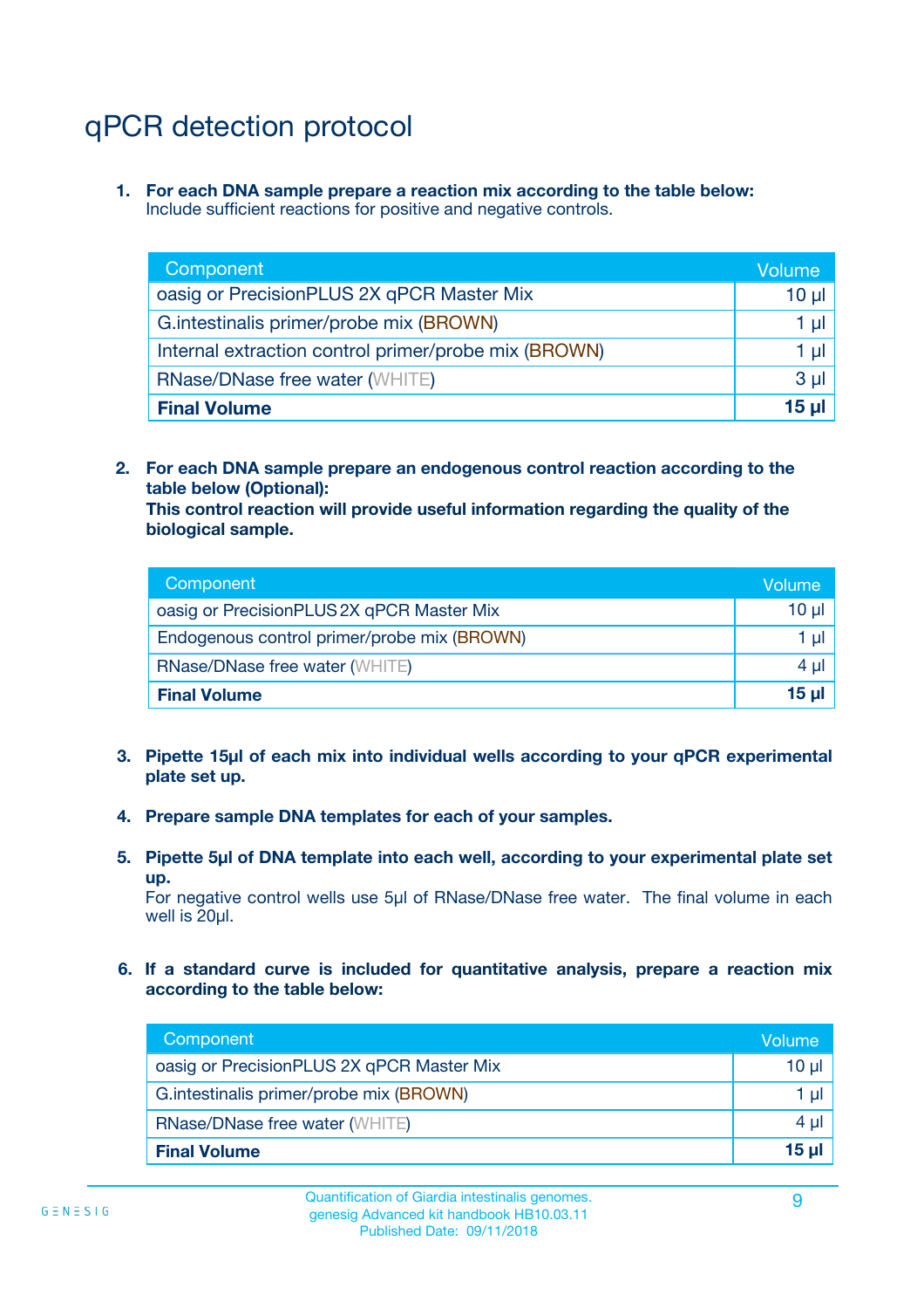# qPCR detection protocol

1. **For each DNA sample prepare a reaction mix according to the table below:**
   Include sufficient reactions for positive and negative controls.

| Component | Volume |
| --- | --- |
| oasig or PrecisionPLUS 2X qPCR Master Mix | 10 µl |
| G.intestinalis primer/probe mix (BROWN) | 1 µl |
| Internal extraction control primer/probe mix (BROWN) | 1 µl |
| RNase/DNase free water (WHITE) | 3 µl |
| **Final Volume** | **15 µl** |

2. **For each DNA sample prepare an endogenous control reaction according to the table below (Optional):**
   **This control reaction will provide useful information regarding the quality of the biological sample.**

| Component | Volume |
| --- | --- |
| oasig or PrecisionPLUS 2X qPCR Master Mix | 10 µl |
| Endogenous control primer/probe mix (BROWN) | 1 µl |
| RNase/DNase free water (WHITE) | 4 µl |
| **Final Volume** | **15 µl** |

3. **Pipette 15µl of each mix into individual wells according to your qPCR experimental plate set up.**

4. **Prepare sample DNA templates for each of your samples.**

5. **Pipette 5µl of DNA template into each well, according to your experimental plate set up.**
   For negative control wells use 5µl of RNase/DNase free water. The final volume in each well is 20µl.

6. **If a standard curve is included for quantitative analysis, prepare a reaction mix according to the table below:**

| Component | Volume |
| --- | --- |
| oasig or PrecisionPLUS 2X qPCR Master Mix | 10 µl |
| G.intestinalis primer/probe mix (BROWN) | 1 µl |
| RNase/DNase free water (WHITE) | 4 µl |
| **Final Volume** | **15 µl** |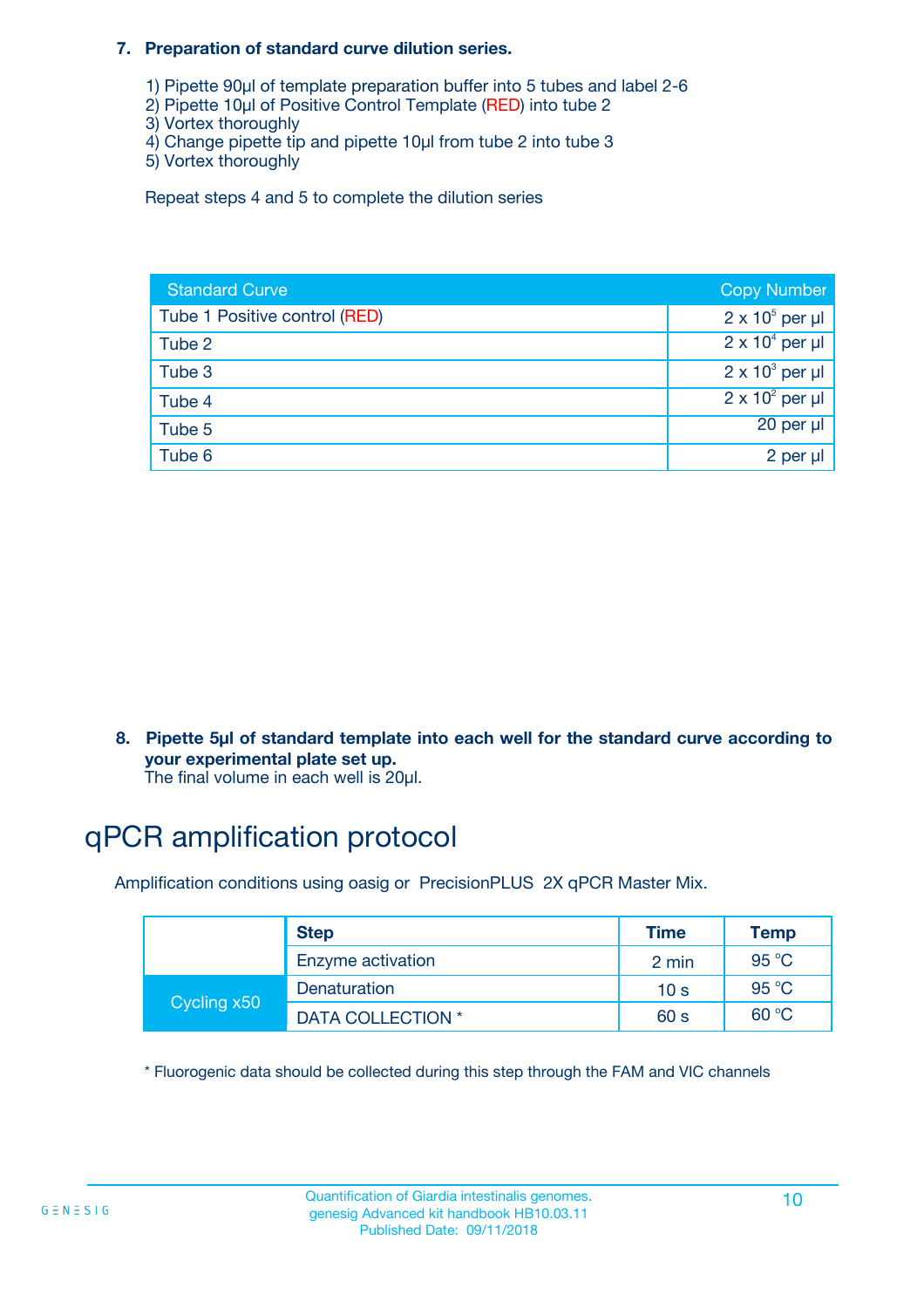### 7. Preparation of standard curve dilution series.

1) Pipette 90µl of template preparation buffer into 5 tubes and label 2-6
2) Pipette 10µl of Positive Control Template (RED) into tube 2
3) Vortex thoroughly
4) Change pipette tip and pipette 10µl from tube 2 into tube 3
5) Vortex thoroughly

Repeat steps 4 and 5 to complete the dilution series

| Standard Curve | Copy Number |
|---|---|
| Tube 1 Positive control (RED) | $2 \times 10^5$ per µl |
| Tube 2 | $2 \times 10^4$ per µl |
| Tube 3 | $2 \times 10^3$ per µl |
| Tube 4 | $2 \times 10^2$ per µl |
| Tube 5 | 20 per µl |
| Tube 6 | 2 per µl |

### 8. Pipette 5µl of standard template into each well for the standard curve according to your experimental plate set up.

The final volume in each well is 20µl.

# qPCR amplification protocol

Amplification conditions using oasig or PrecisionPLUS 2X qPCR Master Mix.

| | Step | Time | Temp |
|---|---|---|---|
| | Enzyme activation | 2 min | 95 °C |
| Cycling x50 | Denaturation | 10 s | 95 °C |
| | DATA COLLECTION * | 60 s | 60 °C |

* Fluorogenic data should be collected during this step through the FAM and VIC channels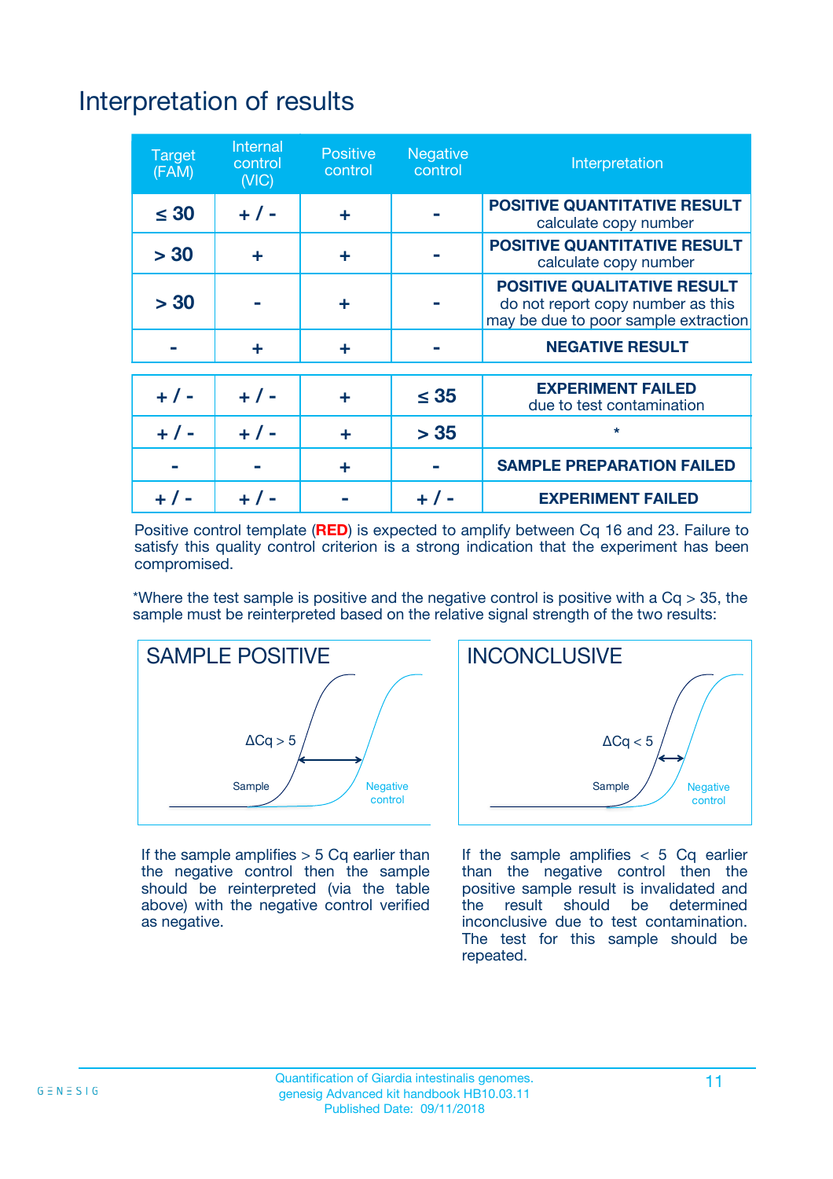# Interpretation of results

| Target (FAM) | Internal control (VIC) | Positive control | Negative control | Interpretation |
|---|---|---|---|---|
| ≤ 30 | + / - | + | - | **POSITIVE QUANTITATIVE RESULT** calculate copy number |
| > 30 | + | + | - | **POSITIVE QUANTITATIVE RESULT** calculate copy number |
| > 30 | - | + | - | **POSITIVE QUALITATIVE RESULT** do not report copy number as this may be due to poor sample extraction |
| - | + | + | - | **NEGATIVE RESULT** |
| + / - | + / - | + | ≤ 35 | **EXPERIMENT FAILED** due to test contamination |
| + / - | + / - | + | > 35 | * |
| - | - | + | - | **SAMPLE PREPARATION FAILED** |
| + / - | + / - | - | + / - | **EXPERIMENT FAILED** |

Positive control template (**RED**) is expected to amplify between Cq 16 and 23. Failure to satisfy this quality control criterion is a strong indication that the experiment has been compromised.

*Where the test sample is positive and the negative control is positive with a Cq > 35, the sample must be reinterpreted based on the relative signal strength of the two results:

**SAMPLE POSITIVE**

ΔCq > 5

Sample

Negative control

If the sample amplifies > 5 Cq earlier than the negative control then the sample should be reinterpreted (via the table above) with the negative control verified as negative.

**INCONCLUSIVE**

ΔCq < 5

Sample

Negative control

If the sample amplifies < 5 Cq earlier than the negative control then the positive sample result is invalidated and the result should be determined inconclusive due to test contamination. The test for this sample should be repeated.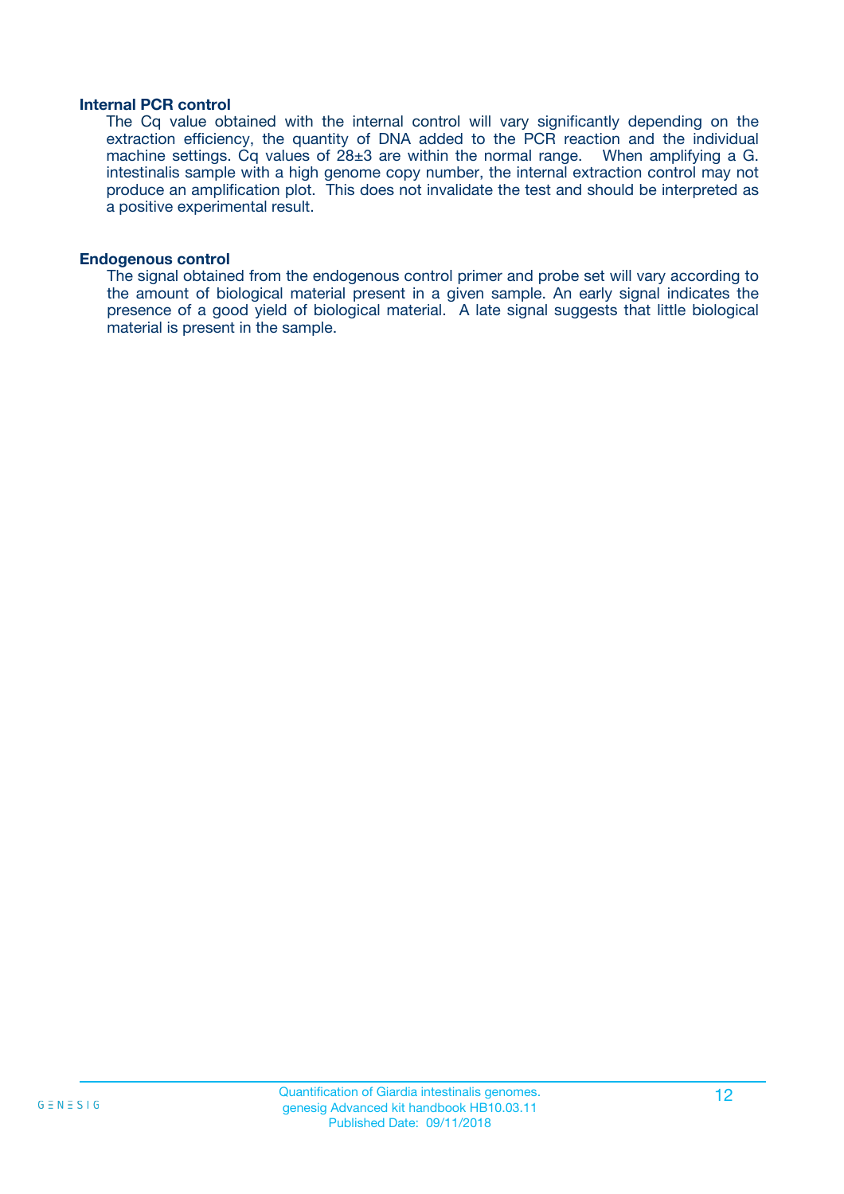**Internal PCR control**

The Cq value obtained with the internal control will vary significantly depending on the extraction efficiency, the quantity of DNA added to the PCR reaction and the individual machine settings. Cq values of 28±3 are within the normal range. When amplifying a G. intestinalis sample with a high genome copy number, the internal extraction control may not produce an amplification plot. This does not invalidate the test and should be interpreted as a positive experimental result.

**Endogenous control**

The signal obtained from the endogenous control primer and probe set will vary according to the amount of biological material present in a given sample. An early signal indicates the presence of a good yield of biological material. A late signal suggests that little biological material is present in the sample.